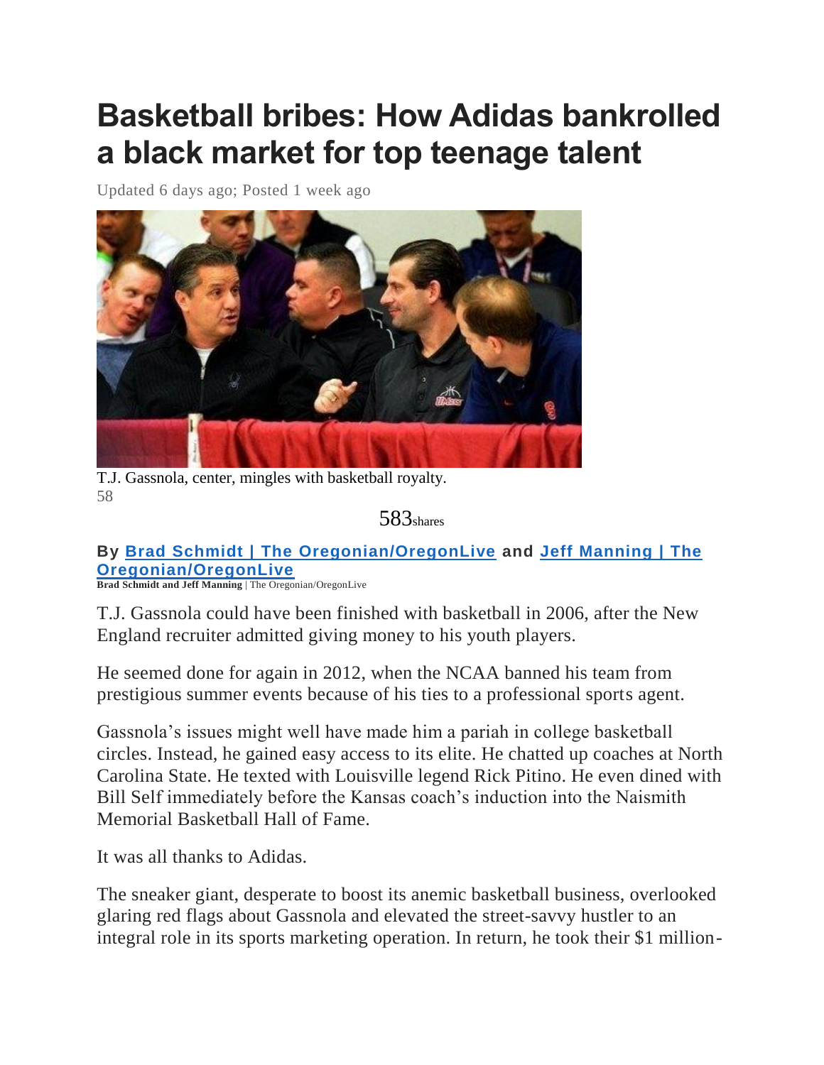# Basketball bribes: How Adidas bankrolled a black market for top teenage talent

Updated 6 days ago; Posted 1 week ago

T.J. Gassnola, center, mingles with basketball royalty.

58

583shares

**By [Brad Schmidt | The Oregonian/OregonLive] and [Jeff Manning | The Oregonian/OregonLive]**

**Brad Schmidt and Jeff Manning** | The Oregonian/OregonLive

T.J. Gassnola could have been finished with basketball in 2006, after the New England recruiter admitted giving money to his youth players.

He seemed done for again in 2012, when the NCAA banned his team from prestigious summer events because of his ties to a professional sports agent.

Gassnola's issues might well have made him a pariah in college basketball circles. Instead, he gained easy access to its elite. He chatted up coaches at North Carolina State. He texted with Louisville legend Rick Pitino. He even dined with Bill Self immediately before the Kansas coach's induction into the Naismith Memorial Basketball Hall of Fame.

It was all thanks to Adidas.

The sneaker giant, desperate to boost its anemic basketball business, overlooked glaring red flags about Gassnola and elevated the street-savvy hustler to an integral role in its sports marketing operation. In return, he took their $1 million-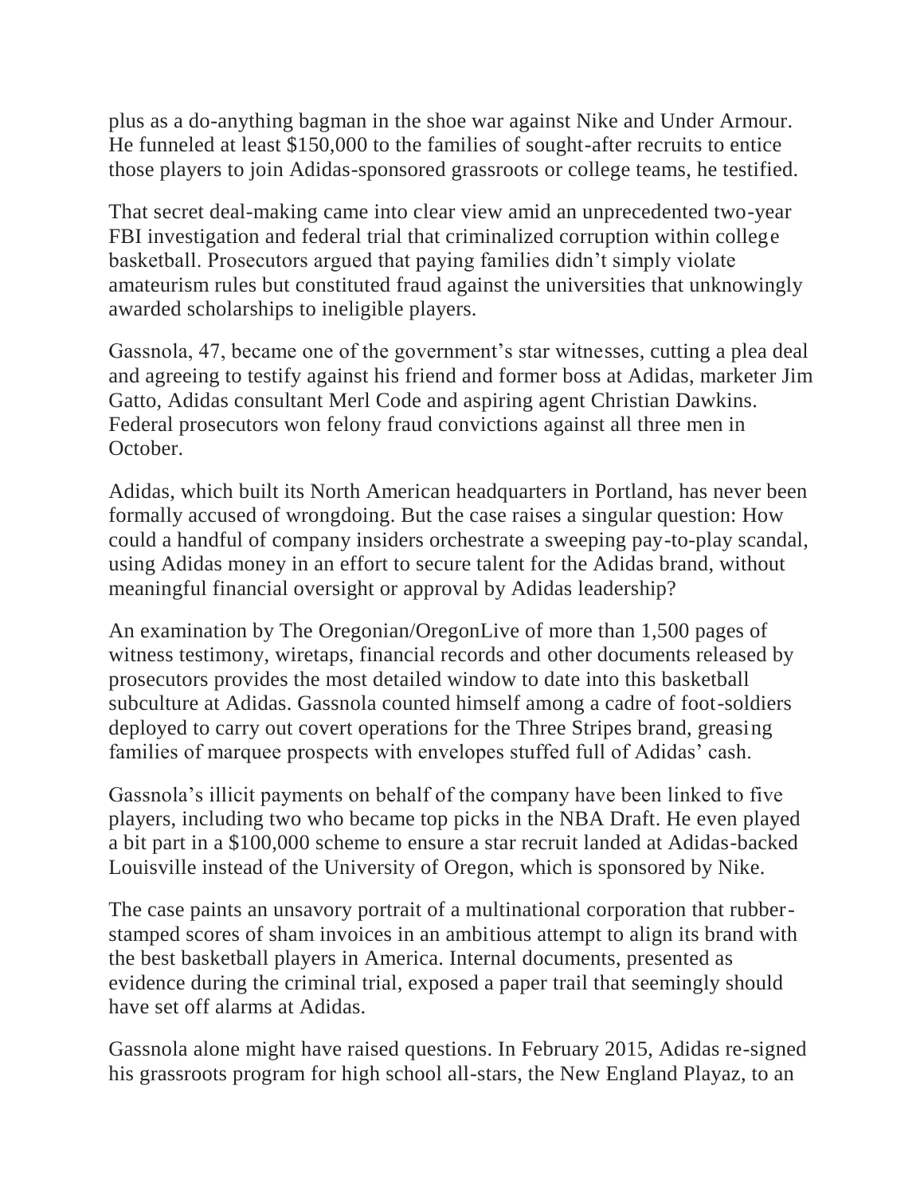plus as a do-anything bagman in the shoe war against Nike and Under Armour. He funneled at least $150,000 to the families of sought-after recruits to entice those players to join Adidas-sponsored grassroots or college teams, he testified.

That secret deal-making came into clear view amid an unprecedented two-year FBI investigation and federal trial that criminalized corruption within college basketball. Prosecutors argued that paying families didn't simply violate amateurism rules but constituted fraud against the universities that unknowingly awarded scholarships to ineligible players.

Gassnola, 47, became one of the government's star witnesses, cutting a plea deal and agreeing to testify against his friend and former boss at Adidas, marketer Jim Gatto, Adidas consultant Merl Code and aspiring agent Christian Dawkins. Federal prosecutors won felony fraud convictions against all three men in October.

Adidas, which built its North American headquarters in Portland, has never been formally accused of wrongdoing. But the case raises a singular question: How could a handful of company insiders orchestrate a sweeping pay-to-play scandal, using Adidas money in an effort to secure talent for the Adidas brand, without meaningful financial oversight or approval by Adidas leadership?

An examination by The Oregonian/OregonLive of more than 1,500 pages of witness testimony, wiretaps, financial records and other documents released by prosecutors provides the most detailed window to date into this basketball subculture at Adidas. Gassnola counted himself among a cadre of foot-soldiers deployed to carry out covert operations for the Three Stripes brand, greasing families of marquee prospects with envelopes stuffed full of Adidas' cash.

Gassnola's illicit payments on behalf of the company have been linked to five players, including two who became top picks in the NBA Draft. He even played a bit part in a $100,000 scheme to ensure a star recruit landed at Adidas-backed Louisville instead of the University of Oregon, which is sponsored by Nike.

The case paints an unsavory portrait of a multinational corporation that rubber-stamped scores of sham invoices in an ambitious attempt to align its brand with the best basketball players in America. Internal documents, presented as evidence during the criminal trial, exposed a paper trail that seemingly should have set off alarms at Adidas.

Gassnola alone might have raised questions. In February 2015, Adidas re-signed his grassroots program for high school all-stars, the New England Playaz, to an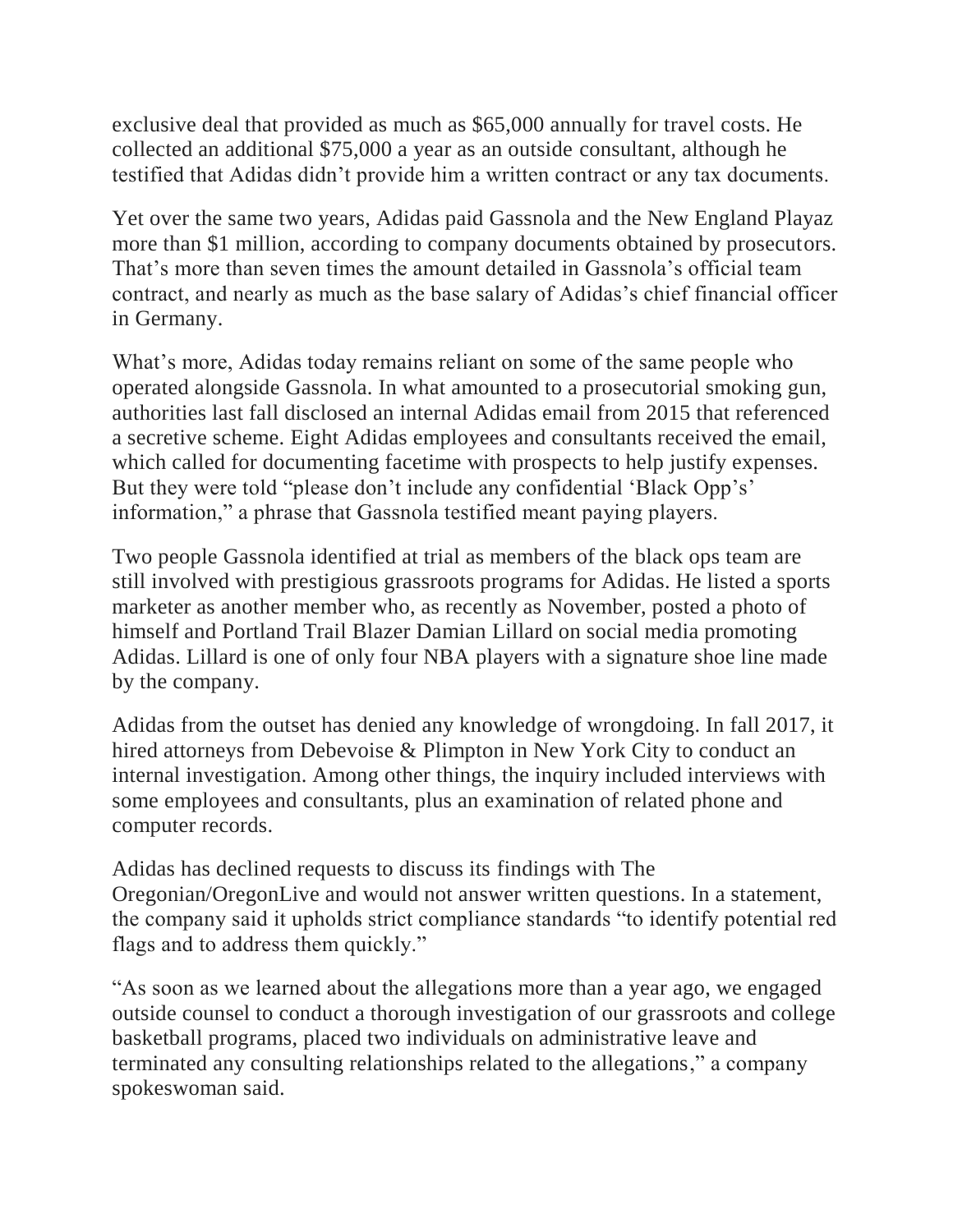exclusive deal that provided as much as $65,000 annually for travel costs. He collected an additional $75,000 a year as an outside consultant, although he testified that Adidas didn't provide him a written contract or any tax documents.

Yet over the same two years, Adidas paid Gassnola and the New England Playaz more than $1 million, according to company documents obtained by prosecutors. That's more than seven times the amount detailed in Gassnola's official team contract, and nearly as much as the base salary of Adidas's chief financial officer in Germany.

What's more, Adidas today remains reliant on some of the same people who operated alongside Gassnola. In what amounted to a prosecutorial smoking gun, authorities last fall disclosed an internal Adidas email from 2015 that referenced a secretive scheme. Eight Adidas employees and consultants received the email, which called for documenting facetime with prospects to help justify expenses. But they were told "please don't include any confidential 'Black Opp's' information," a phrase that Gassnola testified meant paying players.

Two people Gassnola identified at trial as members of the black ops team are still involved with prestigious grassroots programs for Adidas. He listed a sports marketer as another member who, as recently as November, posted a photo of himself and Portland Trail Blazer Damian Lillard on social media promoting Adidas. Lillard is one of only four NBA players with a signature shoe line made by the company.

Adidas from the outset has denied any knowledge of wrongdoing. In fall 2017, it hired attorneys from Debevoise & Plimpton in New York City to conduct an internal investigation. Among other things, the inquiry included interviews with some employees and consultants, plus an examination of related phone and computer records.

Adidas has declined requests to discuss its findings with The Oregonian/OregonLive and would not answer written questions. In a statement, the company said it upholds strict compliance standards "to identify potential red flags and to address them quickly."

"As soon as we learned about the allegations more than a year ago, we engaged outside counsel to conduct a thorough investigation of our grassroots and college basketball programs, placed two individuals on administrative leave and terminated any consulting relationships related to the allegations," a company spokeswoman said.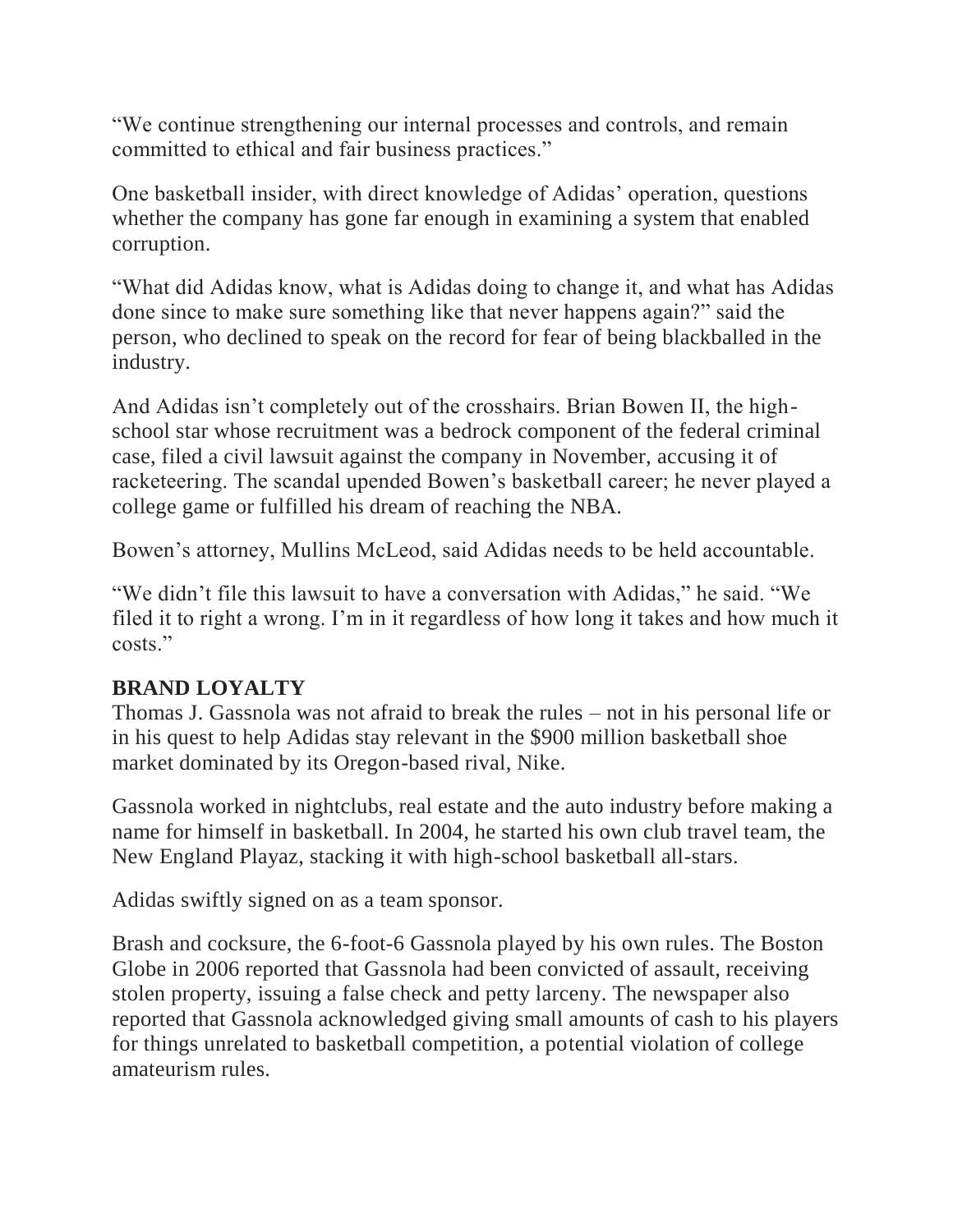"We continue strengthening our internal processes and controls, and remain committed to ethical and fair business practices."

One basketball insider, with direct knowledge of Adidas' operation, questions whether the company has gone far enough in examining a system that enabled corruption.

"What did Adidas know, what is Adidas doing to change it, and what has Adidas done since to make sure something like that never happens again?" said the person, who declined to speak on the record for fear of being blackballed in the industry.

And Adidas isn't completely out of the crosshairs. Brian Bowen II, the high-school star whose recruitment was a bedrock component of the federal criminal case, filed a civil lawsuit against the company in November, accusing it of racketeering. The scandal upended Bowen's basketball career; he never played a college game or fulfilled his dream of reaching the NBA.

Bowen's attorney, Mullins McLeod, said Adidas needs to be held accountable.

"We didn't file this lawsuit to have a conversation with Adidas," he said. "We filed it to right a wrong. I'm in it regardless of how long it takes and how much it costs."

**BRAND LOYALTY**

Thomas J. Gassnola was not afraid to break the rules – not in his personal life or in his quest to help Adidas stay relevant in the $900 million basketball shoe market dominated by its Oregon-based rival, Nike.

Gassnola worked in nightclubs, real estate and the auto industry before making a name for himself in basketball. In 2004, he started his own club travel team, the New England Playaz, stacking it with high-school basketball all-stars.

Adidas swiftly signed on as a team sponsor.

Brash and cocksure, the 6-foot-6 Gassnola played by his own rules. The Boston Globe in 2006 reported that Gassnola had been convicted of assault, receiving stolen property, issuing a false check and petty larceny. The newspaper also reported that Gassnola acknowledged giving small amounts of cash to his players for things unrelated to basketball competition, a potential violation of college amateurism rules.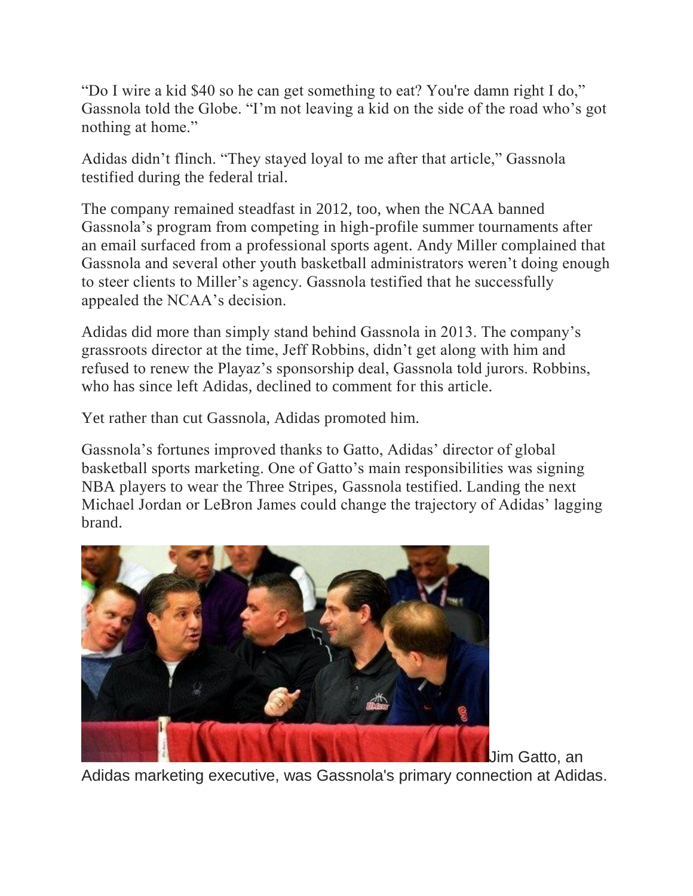"Do I wire a kid $40 so he can get something to eat? You're damn right I do," Gassnola told the Globe. "I'm not leaving a kid on the side of the road who's got nothing at home."

Adidas didn't flinch. "They stayed loyal to me after that article," Gassnola testified during the federal trial.

The company remained steadfast in 2012, too, when the NCAA banned Gassnola's program from competing in high-profile summer tournaments after an email surfaced from a professional sports agent. Andy Miller complained that Gassnola and several other youth basketball administrators weren't doing enough to steer clients to Miller's agency. Gassnola testified that he successfully appealed the NCAA's decision.

Adidas did more than simply stand behind Gassnola in 2013. The company's grassroots director at the time, Jeff Robbins, didn't get along with him and refused to renew the Playaz's sponsorship deal, Gassnola told jurors. Robbins, who has since left Adidas, declined to comment for this article.

Yet rather than cut Gassnola, Adidas promoted him.

Gassnola's fortunes improved thanks to Gatto, Adidas' director of global basketball sports marketing. One of Gatto's main responsibilities was signing NBA players to wear the Three Stripes, Gassnola testified. Landing the next Michael Jordan or LeBron James could change the trajectory of Adidas' lagging brand.

Jim Gatto, an Adidas marketing executive, was Gassnola's primary connection at Adidas.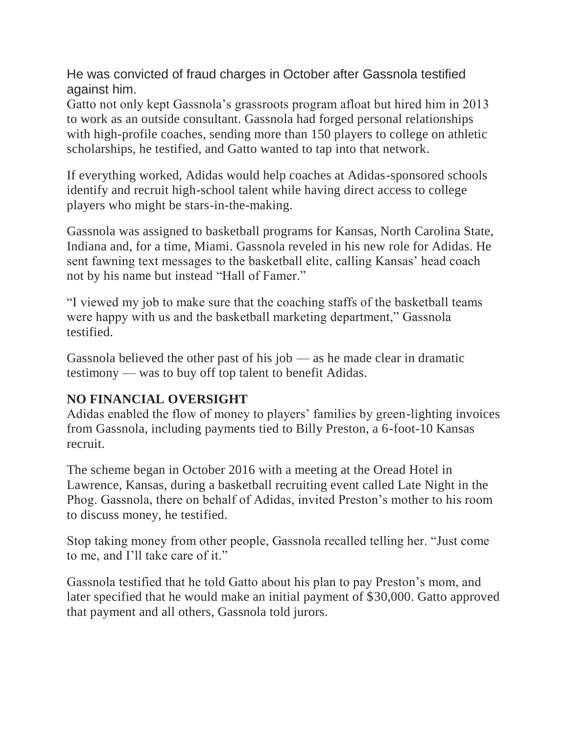He was convicted of fraud charges in October after Gassnola testified against him.

Gatto not only kept Gassnola's grassroots program afloat but hired him in 2013 to work as an outside consultant. Gassnola had forged personal relationships with high-profile coaches, sending more than 150 players to college on athletic scholarships, he testified, and Gatto wanted to tap into that network.

If everything worked, Adidas would help coaches at Adidas-sponsored schools identify and recruit high-school talent while having direct access to college players who might be stars-in-the-making.

Gassnola was assigned to basketball programs for Kansas, North Carolina State, Indiana and, for a time, Miami. Gassnola reveled in his new role for Adidas. He sent fawning text messages to the basketball elite, calling Kansas' head coach not by his name but instead "Hall of Famer."

"I viewed my job to make sure that the coaching staffs of the basketball teams were happy with us and the basketball marketing department," Gassnola testified.

Gassnola believed the other past of his job — as he made clear in dramatic testimony — was to buy off top talent to benefit Adidas.

**NO FINANCIAL OVERSIGHT**

Adidas enabled the flow of money to players' families by green-lighting invoices from Gassnola, including payments tied to Billy Preston, a 6-foot-10 Kansas recruit.

The scheme began in October 2016 with a meeting at the Oread Hotel in Lawrence, Kansas, during a basketball recruiting event called Late Night in the Phog. Gassnola, there on behalf of Adidas, invited Preston's mother to his room to discuss money, he testified.

Stop taking money from other people, Gassnola recalled telling her. "Just come to me, and I'll take care of it."

Gassnola testified that he told Gatto about his plan to pay Preston's mom, and later specified that he would make an initial payment of $30,000. Gatto approved that payment and all others, Gassnola told jurors.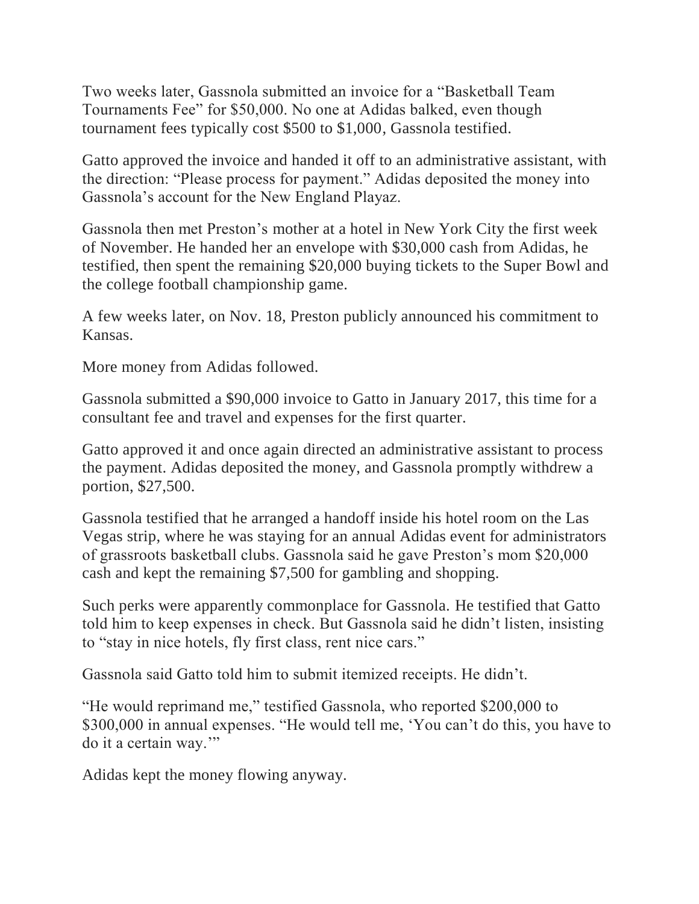Two weeks later, Gassnola submitted an invoice for a "Basketball Team Tournaments Fee" for $50,000. No one at Adidas balked, even though tournament fees typically cost $500 to $1,000, Gassnola testified.

Gatto approved the invoice and handed it off to an administrative assistant, with the direction: "Please process for payment." Adidas deposited the money into Gassnola's account for the New England Playaz.

Gassnola then met Preston's mother at a hotel in New York City the first week of November. He handed her an envelope with $30,000 cash from Adidas, he testified, then spent the remaining $20,000 buying tickets to the Super Bowl and the college football championship game.

A few weeks later, on Nov. 18, Preston publicly announced his commitment to Kansas.

More money from Adidas followed.

Gassnola submitted a $90,000 invoice to Gatto in January 2017, this time for a consultant fee and travel and expenses for the first quarter.

Gatto approved it and once again directed an administrative assistant to process the payment. Adidas deposited the money, and Gassnola promptly withdrew a portion, $27,500.

Gassnola testified that he arranged a handoff inside his hotel room on the Las Vegas strip, where he was staying for an annual Adidas event for administrators of grassroots basketball clubs. Gassnola said he gave Preston's mom $20,000 cash and kept the remaining $7,500 for gambling and shopping.

Such perks were apparently commonplace for Gassnola. He testified that Gatto told him to keep expenses in check. But Gassnola said he didn't listen, insisting to "stay in nice hotels, fly first class, rent nice cars."

Gassnola said Gatto told him to submit itemized receipts. He didn't.

"He would reprimand me," testified Gassnola, who reported $200,000 to $300,000 in annual expenses. "He would tell me, 'You can't do this, you have to do it a certain way.'"

Adidas kept the money flowing anyway.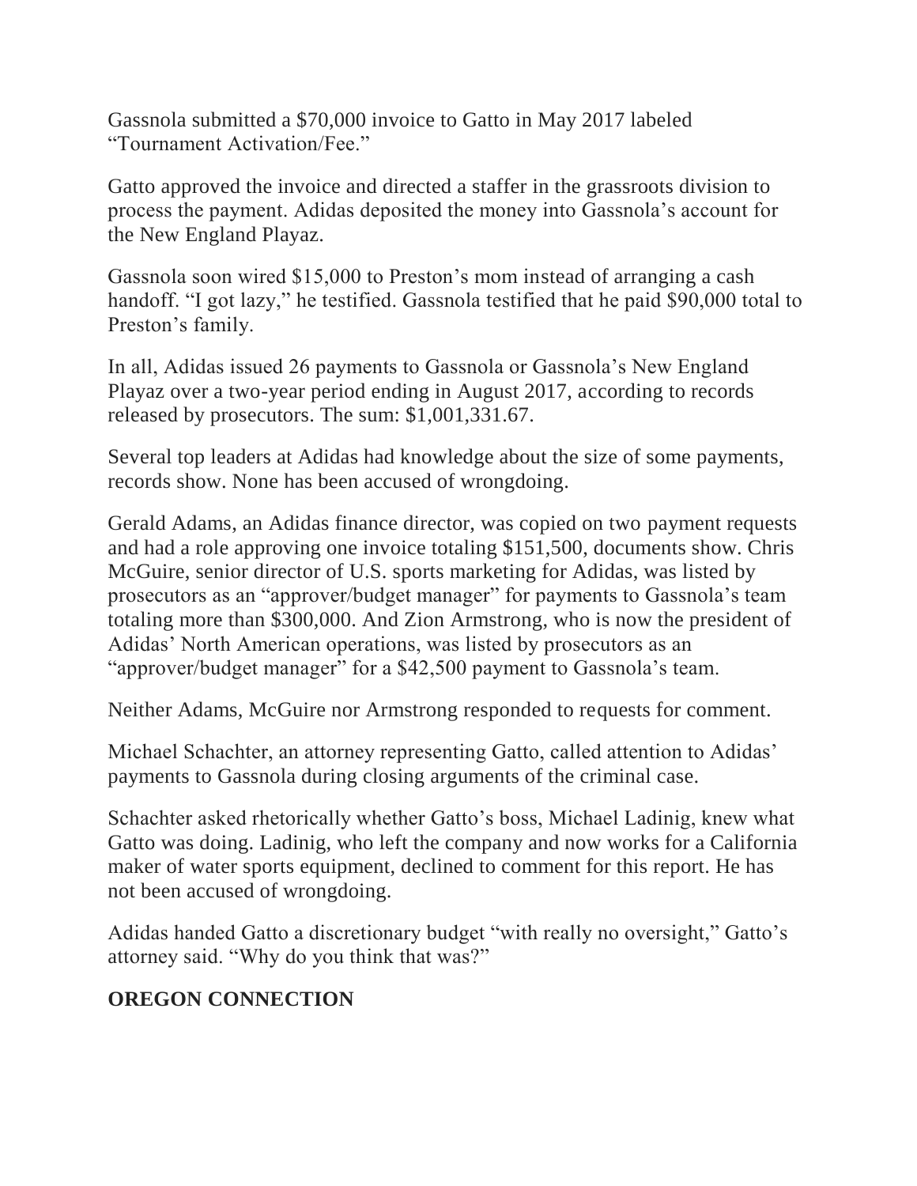Gassnola submitted a $70,000 invoice to Gatto in May 2017 labeled "Tournament Activation/Fee."

Gatto approved the invoice and directed a staffer in the grassroots division to process the payment. Adidas deposited the money into Gassnola's account for the New England Playaz.

Gassnola soon wired $15,000 to Preston's mom instead of arranging a cash handoff. "I got lazy," he testified. Gassnola testified that he paid $90,000 total to Preston's family.

In all, Adidas issued 26 payments to Gassnola or Gassnola's New England Playaz over a two-year period ending in August 2017, according to records released by prosecutors. The sum: $1,001,331.67.

Several top leaders at Adidas had knowledge about the size of some payments, records show. None has been accused of wrongdoing.

Gerald Adams, an Adidas finance director, was copied on two payment requests and had a role approving one invoice totaling $151,500, documents show. Chris McGuire, senior director of U.S. sports marketing for Adidas, was listed by prosecutors as an "approver/budget manager" for payments to Gassnola's team totaling more than $300,000. And Zion Armstrong, who is now the president of Adidas' North American operations, was listed by prosecutors as an "approver/budget manager" for a $42,500 payment to Gassnola's team.

Neither Adams, McGuire nor Armstrong responded to requests for comment.

Michael Schachter, an attorney representing Gatto, called attention to Adidas' payments to Gassnola during closing arguments of the criminal case.

Schachter asked rhetorically whether Gatto's boss, Michael Ladinig, knew what Gatto was doing. Ladinig, who left the company and now works for a California maker of water sports equipment, declined to comment for this report. He has not been accused of wrongdoing.

Adidas handed Gatto a discretionary budget "with really no oversight," Gatto's attorney said. "Why do you think that was?"

## OREGON CONNECTION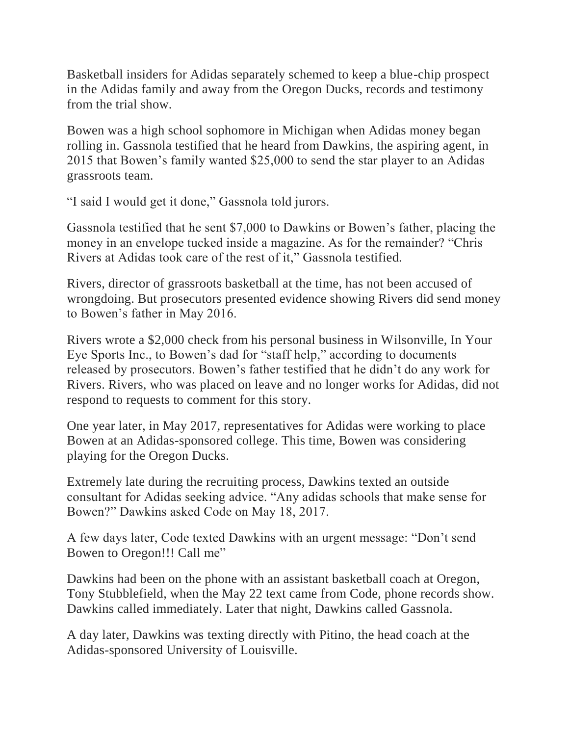Basketball insiders for Adidas separately schemed to keep a blue-chip prospect in the Adidas family and away from the Oregon Ducks, records and testimony from the trial show.

Bowen was a high school sophomore in Michigan when Adidas money began rolling in. Gassnola testified that he heard from Dawkins, the aspiring agent, in 2015 that Bowen's family wanted $25,000 to send the star player to an Adidas grassroots team.

"I said I would get it done," Gassnola told jurors.

Gassnola testified that he sent $7,000 to Dawkins or Bowen's father, placing the money in an envelope tucked inside a magazine. As for the remainder? "Chris Rivers at Adidas took care of the rest of it," Gassnola testified.

Rivers, director of grassroots basketball at the time, has not been accused of wrongdoing. But prosecutors presented evidence showing Rivers did send money to Bowen's father in May 2016.

Rivers wrote a $2,000 check from his personal business in Wilsonville, In Your Eye Sports Inc., to Bowen's dad for "staff help," according to documents released by prosecutors. Bowen's father testified that he didn't do any work for Rivers. Rivers, who was placed on leave and no longer works for Adidas, did not respond to requests to comment for this story.

One year later, in May 2017, representatives for Adidas were working to place Bowen at an Adidas-sponsored college. This time, Bowen was considering playing for the Oregon Ducks.

Extremely late during the recruiting process, Dawkins texted an outside consultant for Adidas seeking advice. "Any adidas schools that make sense for Bowen?" Dawkins asked Code on May 18, 2017.

A few days later, Code texted Dawkins with an urgent message: "Don't send Bowen to Oregon!!! Call me"

Dawkins had been on the phone with an assistant basketball coach at Oregon, Tony Stubblefield, when the May 22 text came from Code, phone records show. Dawkins called immediately. Later that night, Dawkins called Gassnola.

A day later, Dawkins was texting directly with Pitino, the head coach at the Adidas-sponsored University of Louisville.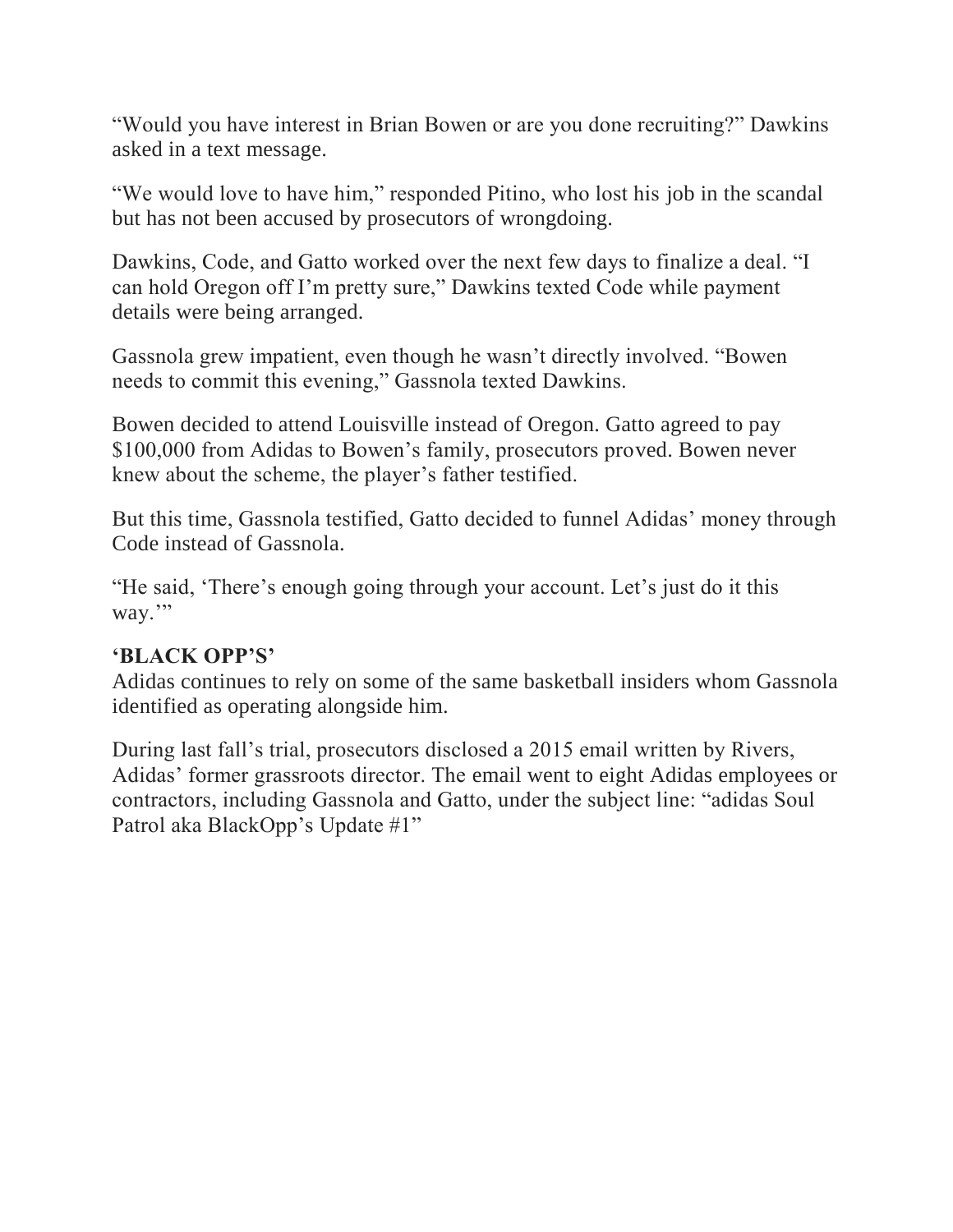"Would you have interest in Brian Bowen or are you done recruiting?" Dawkins asked in a text message.

"We would love to have him," responded Pitino, who lost his job in the scandal but has not been accused by prosecutors of wrongdoing.

Dawkins, Code, and Gatto worked over the next few days to finalize a deal. "I can hold Oregon off I'm pretty sure," Dawkins texted Code while payment details were being arranged.

Gassnola grew impatient, even though he wasn't directly involved. "Bowen needs to commit this evening," Gassnola texted Dawkins.

Bowen decided to attend Louisville instead of Oregon. Gatto agreed to pay $100,000 from Adidas to Bowen's family, prosecutors proved. Bowen never knew about the scheme, the player's father testified.

But this time, Gassnola testified, Gatto decided to funnel Adidas' money through Code instead of Gassnola.

"He said, 'There's enough going through your account. Let's just do it this way.'"

### 'BLACK OPP'S'

Adidas continues to rely on some of the same basketball insiders whom Gassnola identified as operating alongside him.

During last fall's trial, prosecutors disclosed a 2015 email written by Rivers, Adidas' former grassroots director. The email went to eight Adidas employees or contractors, including Gassnola and Gatto, under the subject line: "adidas Soul Patrol aka BlackOpp's Update #1"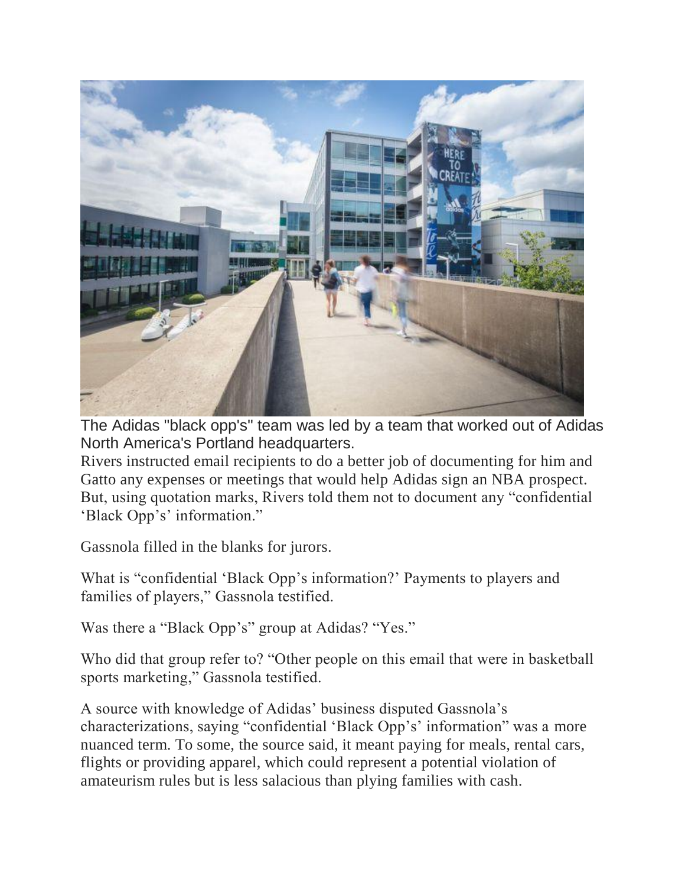The Adidas "black opp's" team was led by a team that worked out of Adidas North America's Portland headquarters.

Rivers instructed email recipients to do a better job of documenting for him and Gatto any expenses or meetings that would help Adidas sign an NBA prospect. But, using quotation marks, Rivers told them not to document any "confidential 'Black Opp's' information."

Gassnola filled in the blanks for jurors.

What is "confidential 'Black Opp's information?' Payments to players and families of players," Gassnola testified.

Was there a "Black Opp's" group at Adidas? "Yes."

Who did that group refer to? "Other people on this email that were in basketball sports marketing," Gassnola testified.

A source with knowledge of Adidas' business disputed Gassnola's characterizations, saying "confidential 'Black Opp's' information" was a more nuanced term. To some, the source said, it meant paying for meals, rental cars, flights or providing apparel, which could represent a potential violation of amateurism rules but is less salacious than plying families with cash.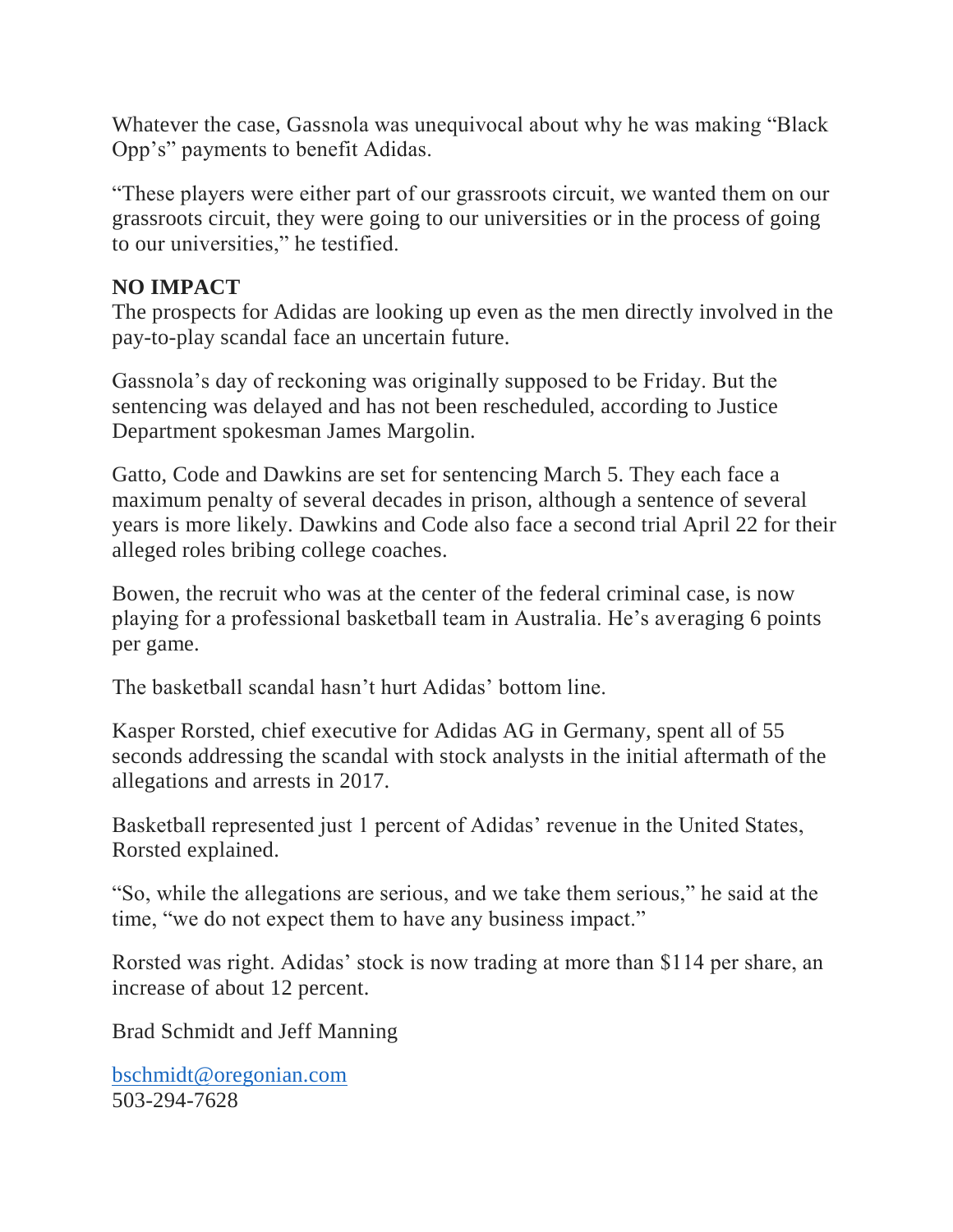Whatever the case, Gassnola was unequivocal about why he was making "Black Opp's" payments to benefit Adidas.

"These players were either part of our grassroots circuit, we wanted them on our grassroots circuit, they were going to our universities or in the process of going to our universities," he testified.

**NO IMPACT**

The prospects for Adidas are looking up even as the men directly involved in the pay-to-play scandal face an uncertain future.

Gassnola's day of reckoning was originally supposed to be Friday. But the sentencing was delayed and has not been rescheduled, according to Justice Department spokesman James Margolin.

Gatto, Code and Dawkins are set for sentencing March 5. They each face a maximum penalty of several decades in prison, although a sentence of several years is more likely. Dawkins and Code also face a second trial April 22 for their alleged roles bribing college coaches.

Bowen, the recruit who was at the center of the federal criminal case, is now playing for a professional basketball team in Australia. He's averaging 6 points per game.

The basketball scandal hasn't hurt Adidas' bottom line.

Kasper Rorsted, chief executive for Adidas AG in Germany, spent all of 55 seconds addressing the scandal with stock analysts in the initial aftermath of the allegations and arrests in 2017.

Basketball represented just 1 percent of Adidas' revenue in the United States, Rorsted explained.

"So, while the allegations are serious, and we take them serious," he said at the time, "we do not expect them to have any business impact."

Rorsted was right. Adidas' stock is now trading at more than $114 per share, an increase of about 12 percent.

Brad Schmidt and Jeff Manning

bschmidt@oregonian.com
503-294-7628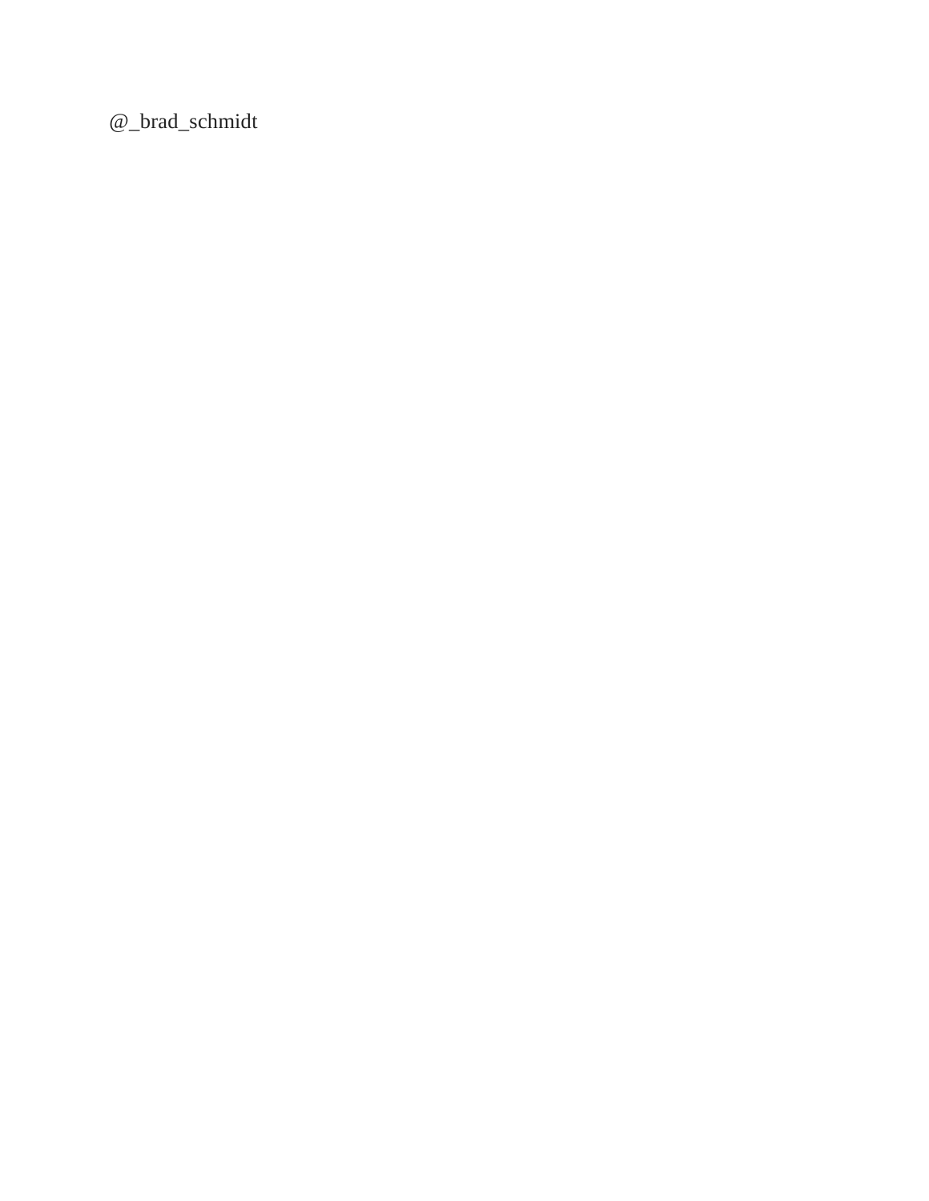@_brad_schmidt